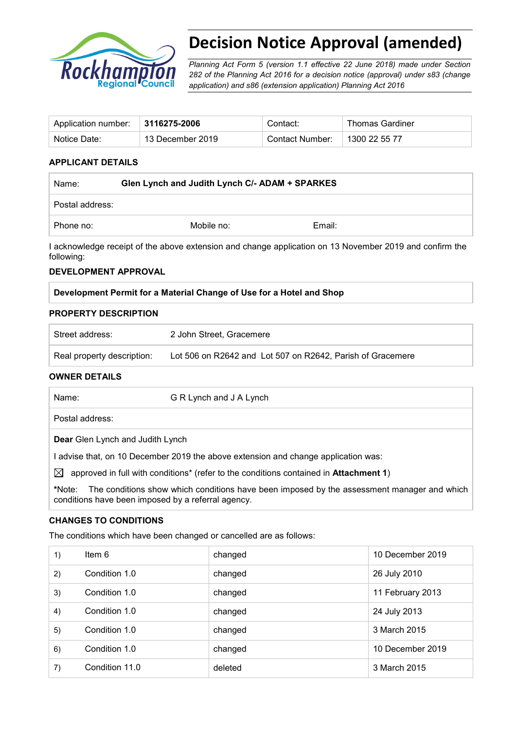# Decision Notice Approval (amended)

*Planning Act Form 5 (version 1.1 effective 22 June 2018) made under Section 282 of the Planning Act 2016 for a decision notice (approval) under s83 (change application) and s86 (extension application) Planning Act 2016*

| Application number: | **3116275-2006** | Contact: | Thomas Gardiner |
|---|---|---|---|
| Notice Date: | 13 December 2019 | Contact Number: | 1300 22 55 77 |

### APPLICANT DETAILS

| Name: | **Glen Lynch and Judith Lynch C/- ADAM + SPARKES** | |
|---|---|---|
| Postal address: | | |
| Phone no: | Mobile no: | Email: |

I acknowledge receipt of the above extension and change application on 13 November 2019 and confirm the following:

### DEVELOPMENT APPROVAL

| **Development Permit for a Material Change of Use for a Hotel and Shop** |
|---|

### PROPERTY DESCRIPTION

| Street address: | 2 John Street, Gracemere |
|---|---|
| Real property description: | Lot 506 on R2642 and Lot 507 on R2642, Parish of Gracemere |

### OWNER DETAILS

| Name: | G R Lynch and J A Lynch |
|---|---|
| Postal address: | |

**Dear** Glen Lynch and Judith Lynch

I advise that, on 10 December 2019 the above extension and change application was:

☒ approved in full with conditions* (refer to the conditions contained in **Attachment 1**)

*Note: The conditions show which conditions have been imposed by the assessment manager and which conditions have been imposed by a referral agency.

### CHANGES TO CONDITIONS

The conditions which have been changed or cancelled are as follows:

| | | | |
|---|---|---|---|
| 1) | Item 6 | changed | 10 December 2019 |
| 2) | Condition 1.0 | changed | 26 July 2010 |
| 3) | Condition 1.0 | changed | 11 February 2013 |
| 4) | Condition 1.0 | changed | 24 July 2013 |
| 5) | Condition 1.0 | changed | 3 March 2015 |
| 6) | Condition 1.0 | changed | 10 December 2019 |
| 7) | Condition 11.0 | deleted | 3 March 2015 |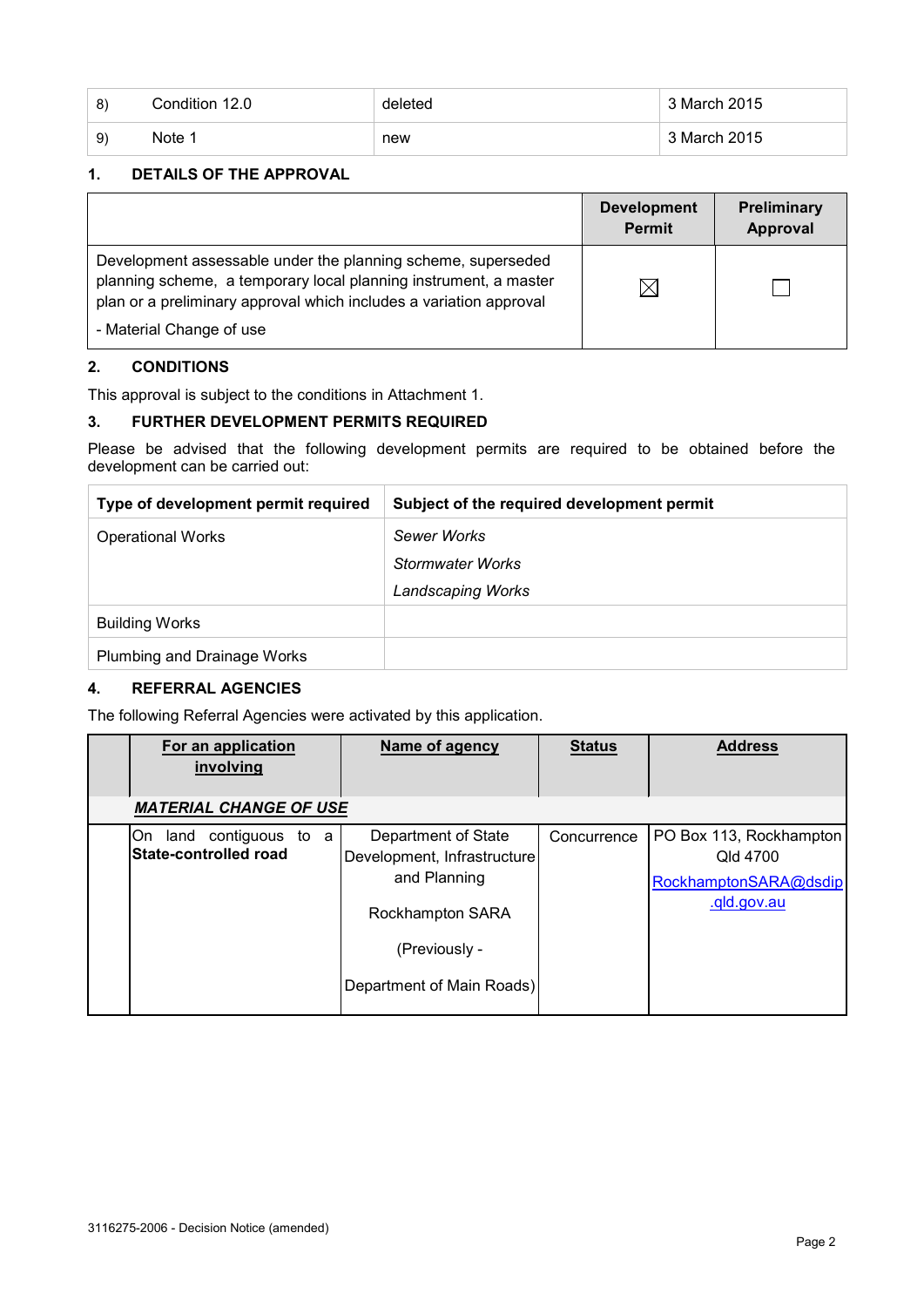| 8) | Condition 12.0 | deleted | 3 March 2015 |
|---|---|---|---|
| 9) | Note 1 | new | 3 March 2015 |

### 1. DETAILS OF THE APPROVAL

| | Development Permit | Preliminary Approval |
|---|---|---|
| Development assessable under the planning scheme, superseded planning scheme, a temporary local planning instrument, a master plan or a preliminary approval which includes a variation approval<br>- Material Change of use | ☒ | ☐ |

### 2. CONDITIONS

This approval is subject to the conditions in Attachment 1.

### 3. FURTHER DEVELOPMENT PERMITS REQUIRED

Please be advised that the following development permits are required to be obtained before the development can be carried out:

| Type of development permit required | Subject of the required development permit |
|---|---|
| Operational Works | *Sewer Works*<br>*Stormwater Works*<br>*Landscaping Works* |
| Building Works | |
| Plumbing and Drainage Works | |

### 4. REFERRAL AGENCIES

The following Referral Agencies were activated by this application.

| | For an application involving | Name of agency | Status | Address |
|---|---|---|---|---|
| | ***MATERIAL CHANGE OF USE*** | | | |
| | On land contiguous to a **State-controlled road** | Department of State Development, Infrastructure and Planning<br>Rockhampton SARA<br>(Previously -<br>Department of Main Roads) | Concurrence | PO Box 113, Rockhampton Qld 4700<br>RockhamptonSARA@dsdip.qld.gov.au |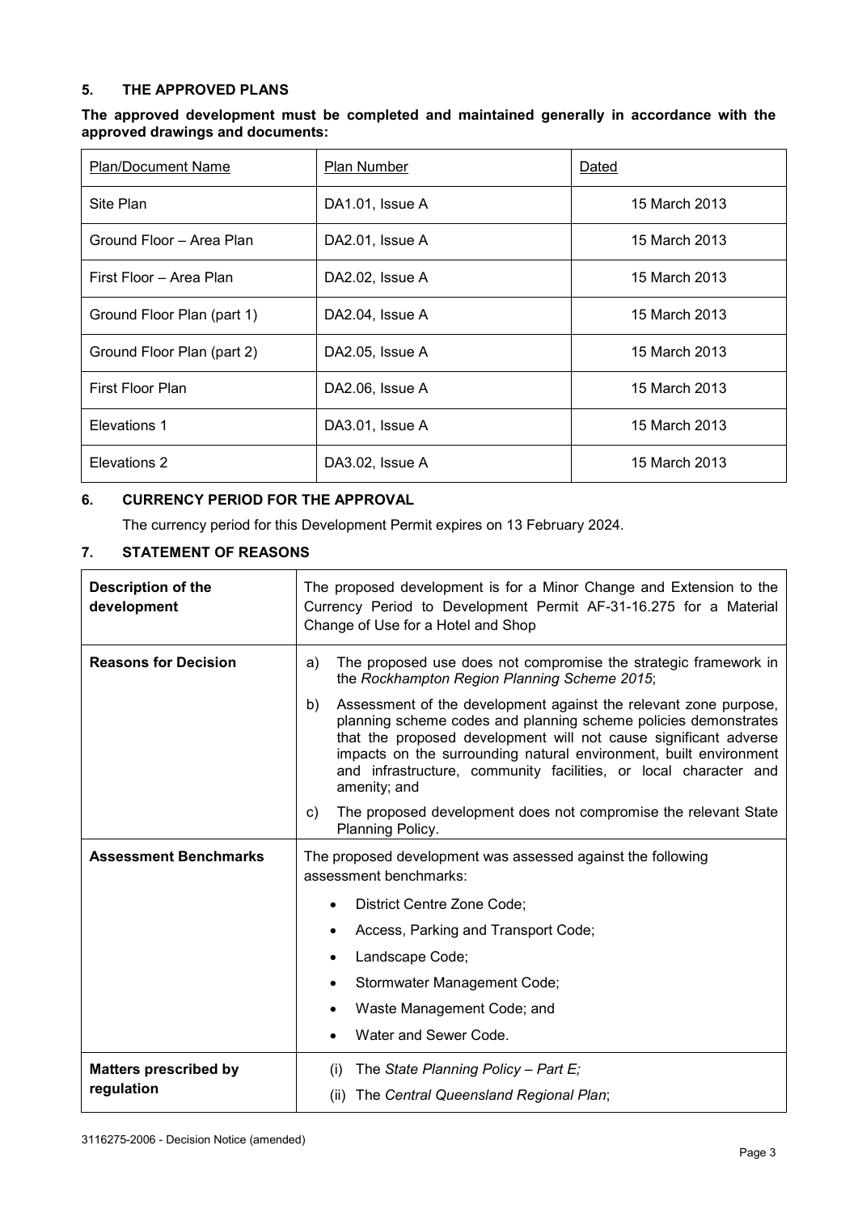## 5. THE APPROVED PLANS

**The approved development must be completed and maintained generally in accordance with the approved drawings and documents:**

| Plan/Document Name | Plan Number | Dated |
|---|---|---|
| Site Plan | DA1.01, Issue A | 15 March 2013 |
| Ground Floor – Area Plan | DA2.01, Issue A | 15 March 2013 |
| First Floor – Area Plan | DA2.02, Issue A | 15 March 2013 |
| Ground Floor Plan (part 1) | DA2.04, Issue A | 15 March 2013 |
| Ground Floor Plan (part 2) | DA2.05, Issue A | 15 March 2013 |
| First Floor Plan | DA2.06, Issue A | 15 March 2013 |
| Elevations 1 | DA3.01, Issue A | 15 March 2013 |
| Elevations 2 | DA3.02, Issue A | 15 March 2013 |

## 6. CURRENCY PERIOD FOR THE APPROVAL

The currency period for this Development Permit expires on 13 February 2024.

## 7. STATEMENT OF REASONS

| | |
|---|---|
| **Description of the development** | The proposed development is for a Minor Change and Extension to the Currency Period to Development Permit AF-31-16.275 for a Material Change of Use for a Hotel and Shop |
| **Reasons for Decision** | a) The proposed use does not compromise the strategic framework in the *Rockhampton Region Planning Scheme 2015*;<br>b) Assessment of the development against the relevant zone purpose, planning scheme codes and planning scheme policies demonstrates that the proposed development will not cause significant adverse impacts on the surrounding natural environment, built environment and infrastructure, community facilities, or local character and amenity; and<br>c) The proposed development does not compromise the relevant State Planning Policy. |
| **Assessment Benchmarks** | The proposed development was assessed against the following assessment benchmarks:<br>• District Centre Zone Code;<br>• Access, Parking and Transport Code;<br>• Landscape Code;<br>• Stormwater Management Code;<br>• Waste Management Code; and<br>• Water and Sewer Code. |
| **Matters prescribed by regulation** | (i) The *State Planning Policy – Part E;*<br>(ii) The *Central Queensland Regional Plan*; |

3116275-2006 - Decision Notice (amended)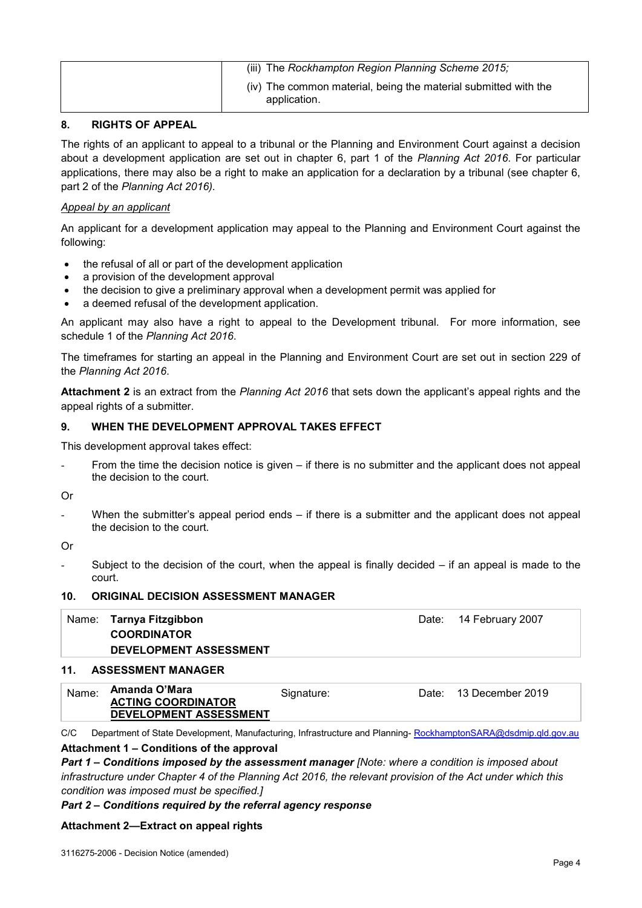| | |
|---|---|
| | (iii) The *Rockhampton Region Planning Scheme 2015;* |
| | (iv) The common material, being the material submitted with the application. |

## 8. RIGHTS OF APPEAL

The rights of an applicant to appeal to a tribunal or the Planning and Environment Court against a decision about a development application are set out in chapter 6, part 1 of the *Planning Act 2016*. For particular applications, there may also be a right to make an application for a declaration by a tribunal (see chapter 6, part 2 of the *Planning Act 2016).*

*Appeal by an applicant*

An applicant for a development application may appeal to the Planning and Environment Court against the following:

- the refusal of all or part of the development application
- a provision of the development approval
- the decision to give a preliminary approval when a development permit was applied for
- a deemed refusal of the development application.

An applicant may also have a right to appeal to the Development tribunal. For more information, see schedule 1 of the *Planning Act 2016*.

The timeframes for starting an appeal in the Planning and Environment Court are set out in section 229 of the *Planning Act 2016*.

**Attachment 2** is an extract from the *Planning Act 2016* that sets down the applicant's appeal rights and the appeal rights of a submitter.

## 9. WHEN THE DEVELOPMENT APPROVAL TAKES EFFECT

This development approval takes effect:

- From the time the decision notice is given – if there is no submitter and the applicant does not appeal the decision to the court.

Or

- When the submitter's appeal period ends – if there is a submitter and the applicant does not appeal the decision to the court.

Or

- Subject to the decision of the court, when the appeal is finally decided – if an appeal is made to the court.

## 10. ORIGINAL DECISION ASSESSMENT MANAGER

| Name: | **Tarnya Fitzgibbon**<br>**COORDINATOR**<br>**DEVELOPMENT ASSESSMENT** | Date: | 14 February 2007 |
|---|---|---|---|

## 11. ASSESSMENT MANAGER

| Name: | **Amanda O'Mara**<br>**ACTING COORDINATOR**<br>**DEVELOPMENT ASSESSMENT** | Signature: | Date: | 13 December 2019 |
|---|---|---|---|---|

C/C Department of State Development, Manufacturing, Infrastructure and Planning- RockhamptonSARA@dsdmip.qld.gov.au

**Attachment 1 – Conditions of the approval**

***Part 1 – Conditions imposed by the assessment manager*** *[Note: where a condition is imposed about infrastructure under Chapter 4 of the Planning Act 2016, the relevant provision of the Act under which this condition was imposed must be specified.]*

***Part 2 – Conditions required by the referral agency response***

**Attachment 2—Extract on appeal rights**

3116275-2006 - Decision Notice (amended)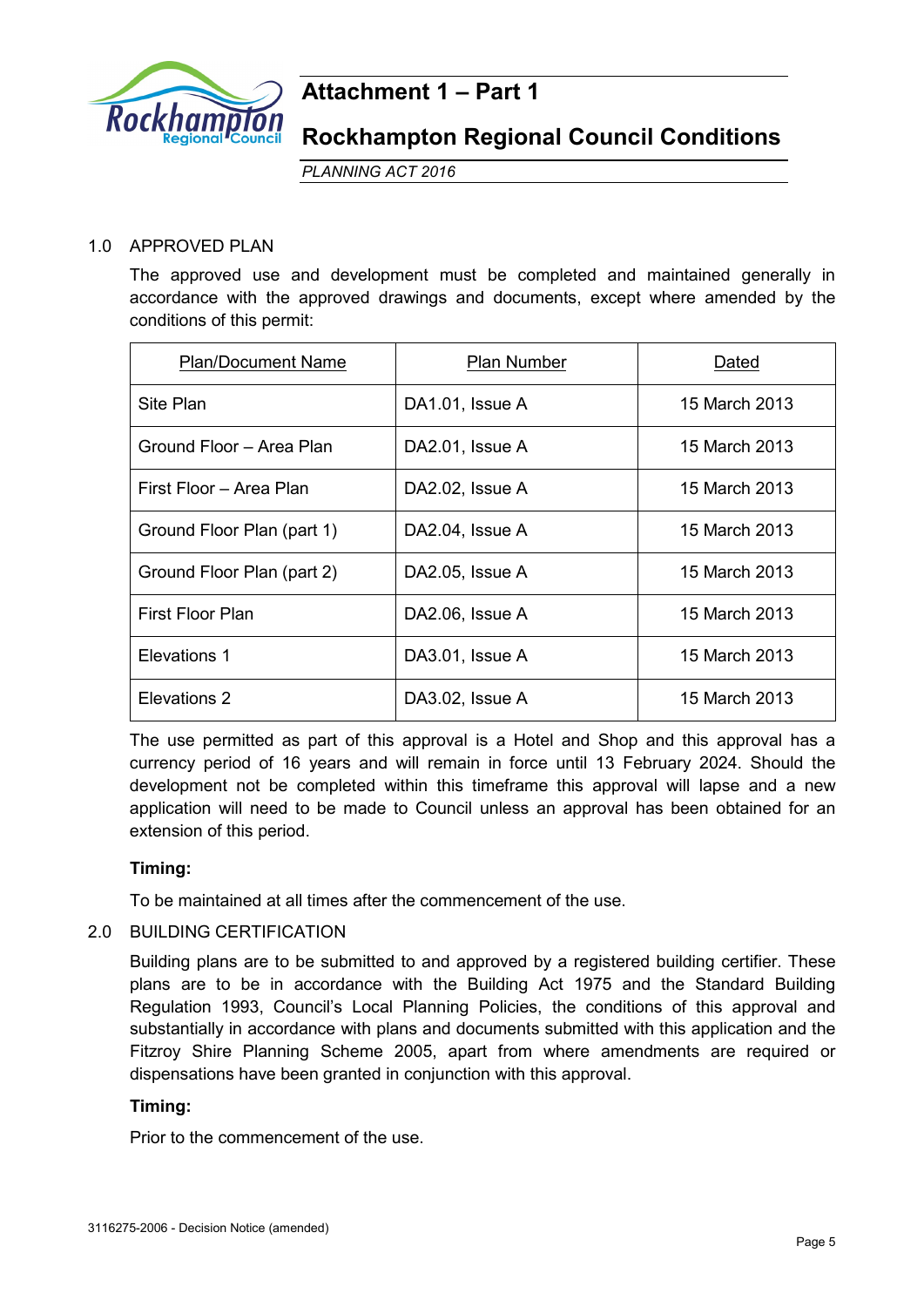# Attachment 1 – Part 1

# Rockhampton Regional Council Conditions

*PLANNING ACT 2016*

1.0 APPROVED PLAN

The approved use and development must be completed and maintained generally in accordance with the approved drawings and documents, except where amended by the conditions of this permit:

| Plan/Document Name | Plan Number | Dated |
|---|---|---|
| Site Plan | DA1.01, Issue A | 15 March 2013 |
| Ground Floor – Area Plan | DA2.01, Issue A | 15 March 2013 |
| First Floor – Area Plan | DA2.02, Issue A | 15 March 2013 |
| Ground Floor Plan (part 1) | DA2.04, Issue A | 15 March 2013 |
| Ground Floor Plan (part 2) | DA2.05, Issue A | 15 March 2013 |
| First Floor Plan | DA2.06, Issue A | 15 March 2013 |
| Elevations 1 | DA3.01, Issue A | 15 March 2013 |
| Elevations 2 | DA3.02, Issue A | 15 March 2013 |

The use permitted as part of this approval is a Hotel and Shop and this approval has a currency period of 16 years and will remain in force until 13 February 2024. Should the development not be completed within this timeframe this approval will lapse and a new application will need to be made to Council unless an approval has been obtained for an extension of this period.

**Timing:**

To be maintained at all times after the commencement of the use.

2.0 BUILDING CERTIFICATION

Building plans are to be submitted to and approved by a registered building certifier. These plans are to be in accordance with the Building Act 1975 and the Standard Building Regulation 1993, Council's Local Planning Policies, the conditions of this approval and substantially in accordance with plans and documents submitted with this application and the Fitzroy Shire Planning Scheme 2005, apart from where amendments are required or dispensations have been granted in conjunction with this approval.

**Timing:**

Prior to the commencement of the use.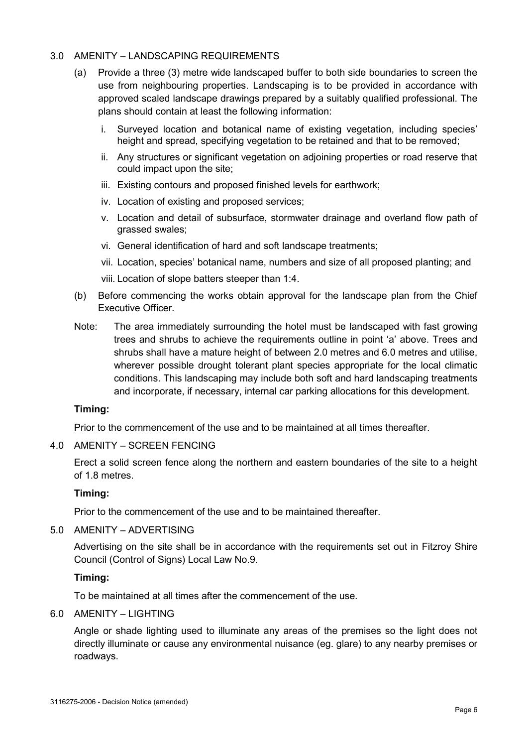## 3.0 AMENITY – LANDSCAPING REQUIREMENTS

(a) Provide a three (3) metre wide landscaped buffer to both side boundaries to screen the use from neighbouring properties. Landscaping is to be provided in accordance with approved scaled landscape drawings prepared by a suitably qualified professional. The plans should contain at least the following information:

   i. Surveyed location and botanical name of existing vegetation, including species' height and spread, specifying vegetation to be retained and that to be removed;

   ii. Any structures or significant vegetation on adjoining properties or road reserve that could impact upon the site;

   iii. Existing contours and proposed finished levels for earthwork;

   iv. Location of existing and proposed services;

   v. Location and detail of subsurface, stormwater drainage and overland flow path of grassed swales;

   vi. General identification of hard and soft landscape treatments;

   vii. Location, species' botanical name, numbers and size of all proposed planting; and

   viii. Location of slope batters steeper than 1:4.

(b) Before commencing the works obtain approval for the landscape plan from the Chief Executive Officer.

Note: The area immediately surrounding the hotel must be landscaped with fast growing trees and shrubs to achieve the requirements outline in point 'a' above. Trees and shrubs shall have a mature height of between 2.0 metres and 6.0 metres and utilise, wherever possible drought tolerant plant species appropriate for the local climatic conditions. This landscaping may include both soft and hard landscaping treatments and incorporate, if necessary, internal car parking allocations for this development.

**Timing:**

Prior to the commencement of the use and to be maintained at all times thereafter.

## 4.0 AMENITY – SCREEN FENCING

Erect a solid screen fence along the northern and eastern boundaries of the site to a height of 1.8 metres.

**Timing:**

Prior to the commencement of the use and to be maintained thereafter.

## 5.0 AMENITY – ADVERTISING

Advertising on the site shall be in accordance with the requirements set out in Fitzroy Shire Council (Control of Signs) Local Law No.9.

**Timing:**

To be maintained at all times after the commencement of the use.

## 6.0 AMENITY – LIGHTING

Angle or shade lighting used to illuminate any areas of the premises so the light does not directly illuminate or cause any environmental nuisance (eg. glare) to any nearby premises or roadways.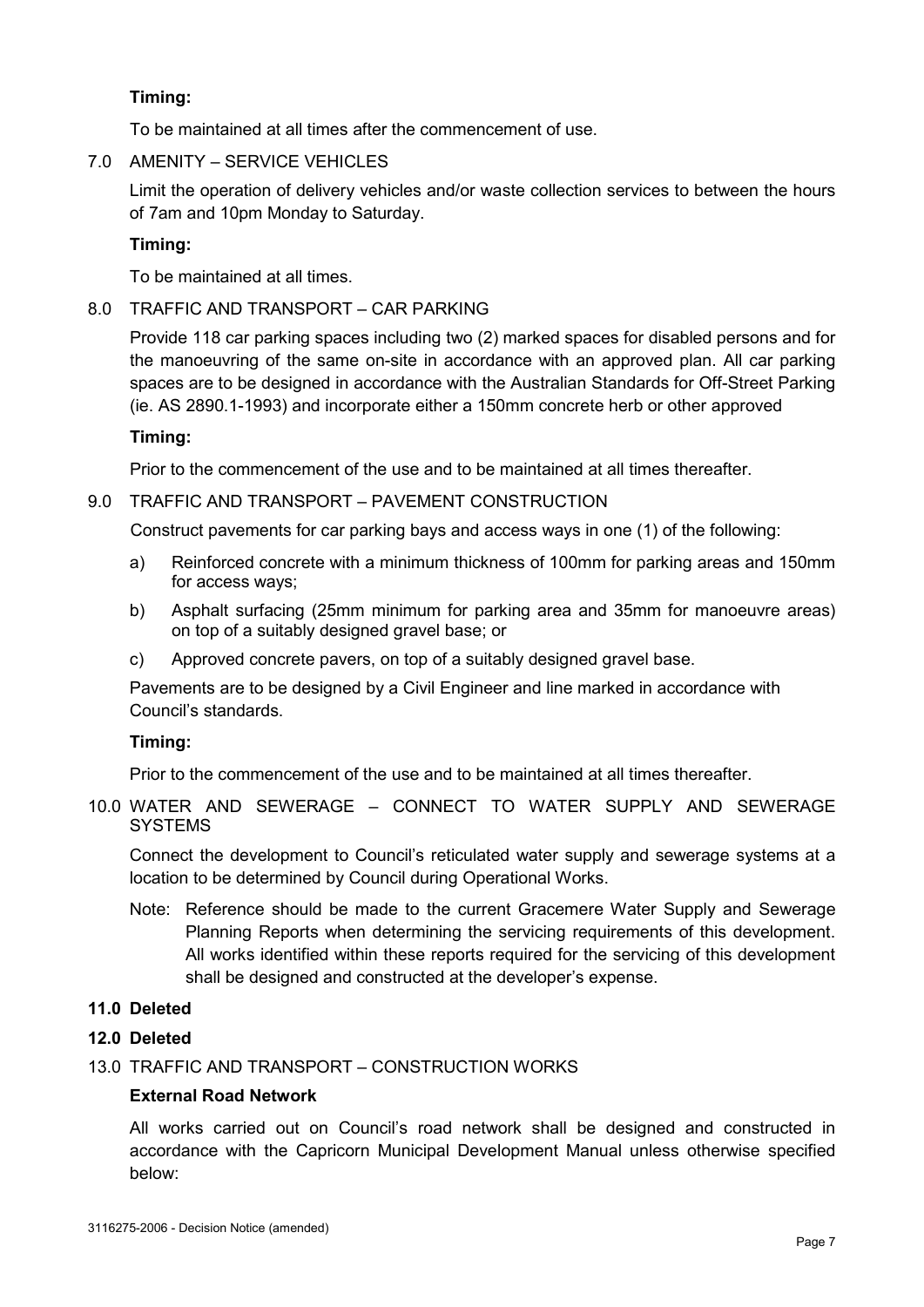**Timing:**

To be maintained at all times after the commencement of use.

7.0 AMENITY – SERVICE VEHICLES

Limit the operation of delivery vehicles and/or waste collection services to between the hours of 7am and 10pm Monday to Saturday.

**Timing:**

To be maintained at all times.

8.0 TRAFFIC AND TRANSPORT – CAR PARKING

Provide 118 car parking spaces including two (2) marked spaces for disabled persons and for the manoeuvring of the same on-site in accordance with an approved plan. All car parking spaces are to be designed in accordance with the Australian Standards for Off-Street Parking (ie. AS 2890.1-1993) and incorporate either a 150mm concrete herb or other approved

**Timing:**

Prior to the commencement of the use and to be maintained at all times thereafter.

9.0 TRAFFIC AND TRANSPORT – PAVEMENT CONSTRUCTION

Construct pavements for car parking bays and access ways in one (1) of the following:

a) Reinforced concrete with a minimum thickness of 100mm for parking areas and 150mm for access ways;

b) Asphalt surfacing (25mm minimum for parking area and 35mm for manoeuvre areas) on top of a suitably designed gravel base; or

c) Approved concrete pavers, on top of a suitably designed gravel base.

Pavements are to be designed by a Civil Engineer and line marked in accordance with Council's standards.

**Timing:**

Prior to the commencement of the use and to be maintained at all times thereafter.

10.0 WATER AND SEWERAGE – CONNECT TO WATER SUPPLY AND SEWERAGE SYSTEMS

Connect the development to Council's reticulated water supply and sewerage systems at a location to be determined by Council during Operational Works.

Note: Reference should be made to the current Gracemere Water Supply and Sewerage Planning Reports when determining the servicing requirements of this development. All works identified within these reports required for the servicing of this development shall be designed and constructed at the developer's expense.

**11.0 Deleted**

**12.0 Deleted**

13.0 TRAFFIC AND TRANSPORT – CONSTRUCTION WORKS

**External Road Network**

All works carried out on Council's road network shall be designed and constructed in accordance with the Capricorn Municipal Development Manual unless otherwise specified below: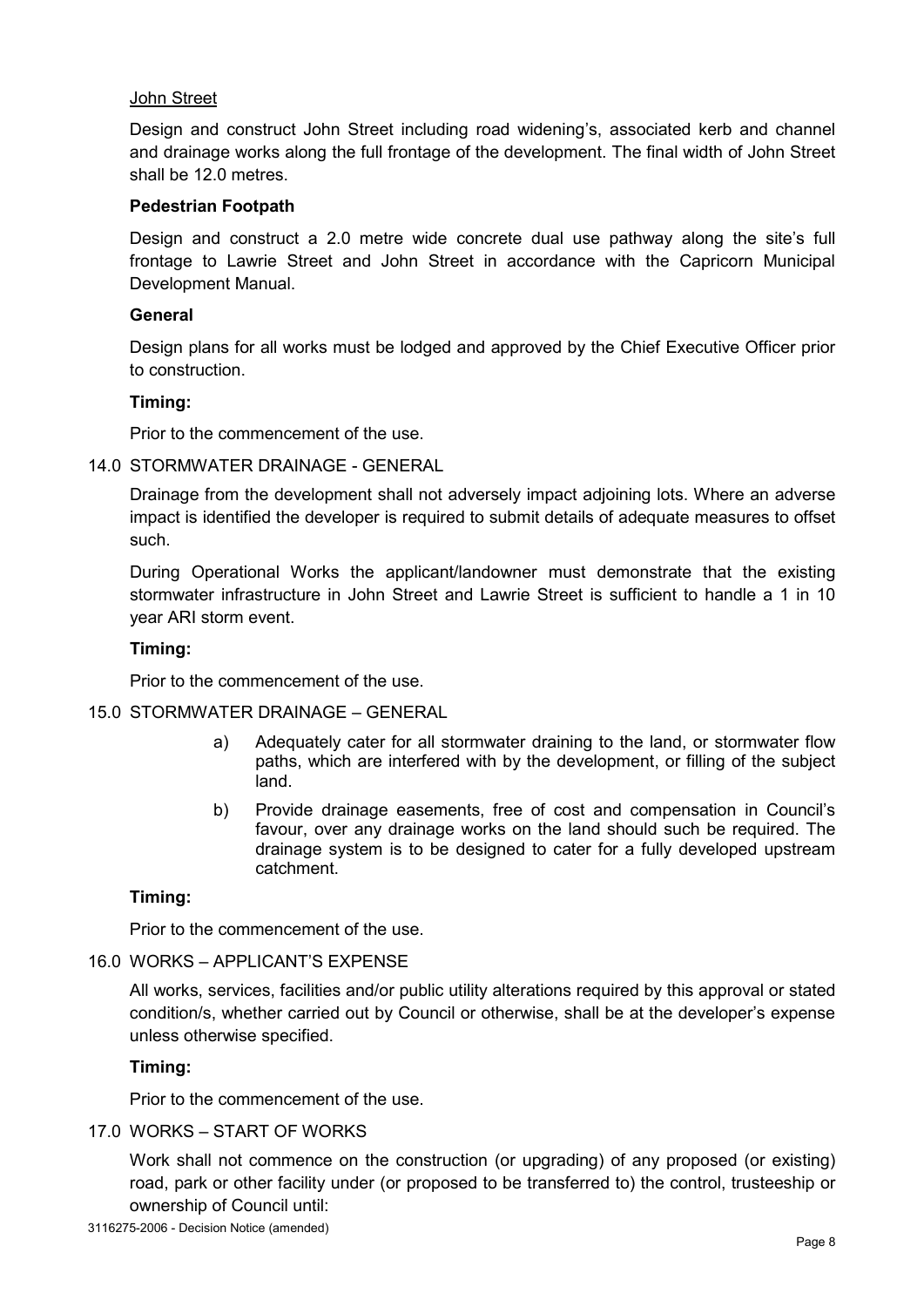John Street

Design and construct John Street including road widening's, associated kerb and channel and drainage works along the full frontage of the development. The final width of John Street shall be 12.0 metres.

**Pedestrian Footpath**

Design and construct a 2.0 metre wide concrete dual use pathway along the site's full frontage to Lawrie Street and John Street in accordance with the Capricorn Municipal Development Manual.

**General**

Design plans for all works must be lodged and approved by the Chief Executive Officer prior to construction.

**Timing:**

Prior to the commencement of the use.

14.0 STORMWATER DRAINAGE - GENERAL

Drainage from the development shall not adversely impact adjoining lots. Where an adverse impact is identified the developer is required to submit details of adequate measures to offset such.

During Operational Works the applicant/landowner must demonstrate that the existing stormwater infrastructure in John Street and Lawrie Street is sufficient to handle a 1 in 10 year ARI storm event.

**Timing:**

Prior to the commencement of the use.

15.0 STORMWATER DRAINAGE – GENERAL

a) Adequately cater for all stormwater draining to the land, or stormwater flow paths, which are interfered with by the development, or filling of the subject land.

b) Provide drainage easements, free of cost and compensation in Council's favour, over any drainage works on the land should such be required. The drainage system is to be designed to cater for a fully developed upstream catchment.

**Timing:**

Prior to the commencement of the use.

16.0 WORKS – APPLICANT'S EXPENSE

All works, services, facilities and/or public utility alterations required by this approval or stated condition/s, whether carried out by Council or otherwise, shall be at the developer's expense unless otherwise specified.

**Timing:**

Prior to the commencement of the use.

17.0 WORKS – START OF WORKS

Work shall not commence on the construction (or upgrading) of any proposed (or existing) road, park or other facility under (or proposed to be transferred to) the control, trusteeship or ownership of Council until: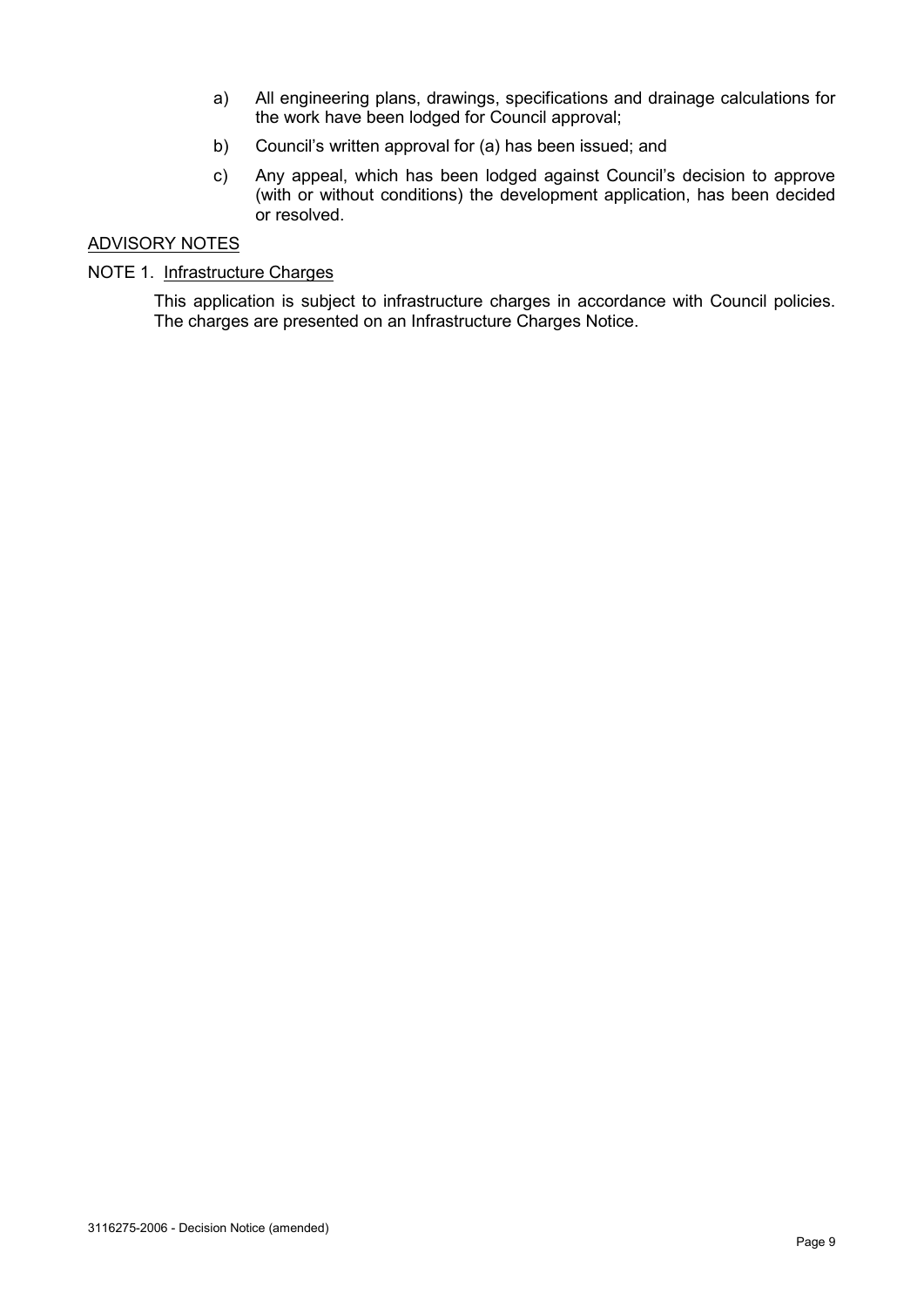a) All engineering plans, drawings, specifications and drainage calculations for the work have been lodged for Council approval;

b) Council's written approval for (a) has been issued; and

c) Any appeal, which has been lodged against Council's decision to approve (with or without conditions) the development application, has been decided or resolved.

## ADVISORY NOTES

NOTE 1. Infrastructure Charges

This application is subject to infrastructure charges in accordance with Council policies. The charges are presented on an Infrastructure Charges Notice.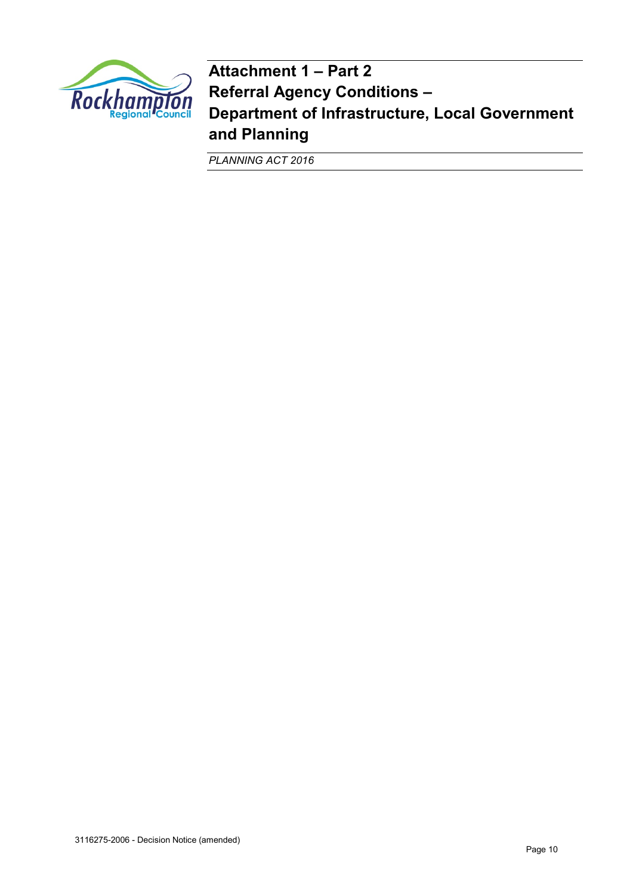# Attachment 1 – Part 2
# Referral Agency Conditions – Department of Infrastructure, Local Government and Planning

*PLANNING ACT 2016*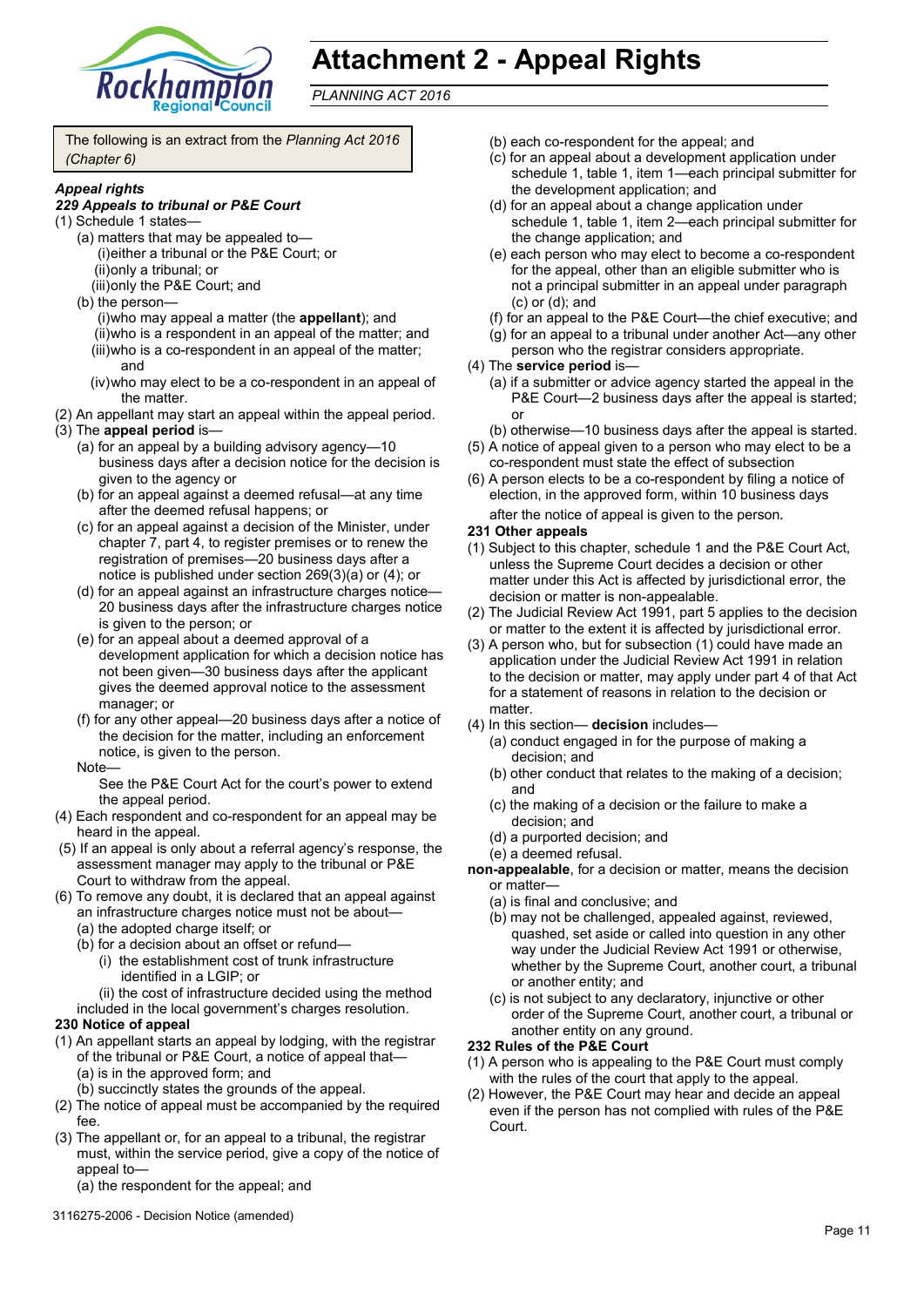# Attachment 2 - Appeal Rights

*PLANNING ACT 2016*

The following is an extract from the *Planning Act 2016 (Chapter 6)*

***Appeal rights***

***229 Appeals to tribunal or P&E Court***

(1) Schedule 1 states—

(a) matters that may be appealed to—

(i) either a tribunal or the P&E Court; or

(ii) only a tribunal; or

(iii) only the P&E Court; and

(b) the person—

(i) who may appeal a matter (the **appellant**); and

(ii) who is a respondent in an appeal of the matter; and

(iii) who is a co-respondent in an appeal of the matter; and

(iv) who may elect to be a co-respondent in an appeal of the matter.

(2) An appellant may start an appeal within the appeal period.

(3) The **appeal period** is—

(a) for an appeal by a building advisory agency—10 business days after a decision notice for the decision is given to the agency or

(b) for an appeal against a deemed refusal—at any time after the deemed refusal happens; or

(c) for an appeal against a decision of the Minister, under chapter 7, part 4, to register premises or to renew the registration of premises—20 business days after a notice is published under section 269(3)(a) or (4); or

(d) for an appeal against an infrastructure charges notice—20 business days after the infrastructure charges notice is given to the person; or

(e) for an appeal about a deemed approval of a development application for which a decision notice has not been given—30 business days after the applicant gives the deemed approval notice to the assessment manager; or

(f) for any other appeal—20 business days after a notice of the decision for the matter, including an enforcement notice, is given to the person.

Note—

See the P&E Court Act for the court's power to extend the appeal period.

(4) Each respondent and co-respondent for an appeal may be heard in the appeal.

(5) If an appeal is only about a referral agency's response, the assessment manager may apply to the tribunal or P&E Court to withdraw from the appeal.

(6) To remove any doubt, it is declared that an appeal against an infrastructure charges notice must not be about—

(a) the adopted charge itself; or

(b) for a decision about an offset or refund—

(i) the establishment cost of trunk infrastructure identified in a LGIP; or

(ii) the cost of infrastructure decided using the method included in the local government's charges resolution.

**230 Notice of appeal**

(1) An appellant starts an appeal by lodging, with the registrar of the tribunal or P&E Court, a notice of appeal that—

(a) is in the approved form; and

(b) succinctly states the grounds of the appeal.

(2) The notice of appeal must be accompanied by the required fee.

(3) The appellant or, for an appeal to a tribunal, the registrar must, within the service period, give a copy of the notice of appeal to—

(a) the respondent for the appeal; and

(b) each co-respondent for the appeal; and

(c) for an appeal about a development application under schedule 1, table 1, item 1—each principal submitter for the development application; and

(d) for an appeal about a change application under schedule 1, table 1, item 2—each principal submitter for the change application; and

(e) each person who may elect to become a co-respondent for the appeal, other than an eligible submitter who is not a principal submitter in an appeal under paragraph (c) or (d); and

(f) for an appeal to the P&E Court—the chief executive; and

(g) for an appeal to a tribunal under another Act—any other person who the registrar considers appropriate.

(4) The **service period** is—

(a) if a submitter or advice agency started the appeal in the P&E Court—2 business days after the appeal is started; or

(b) otherwise—10 business days after the appeal is started.

(5) A notice of appeal given to a person who may elect to be a co-respondent must state the effect of subsection

(6) A person elects to be a co-respondent by filing a notice of election, in the approved form, within 10 business days after the notice of appeal is given to the person.

**231 Other appeals**

(1) Subject to this chapter, schedule 1 and the P&E Court Act, unless the Supreme Court decides a decision or other matter under this Act is affected by jurisdictional error, the decision or matter is non-appealable.

(2) The Judicial Review Act 1991, part 5 applies to the decision or matter to the extent it is affected by jurisdictional error.

(3) A person who, but for subsection (1) could have made an application under the Judicial Review Act 1991 in relation to the decision or matter, may apply under part 4 of that Act for a statement of reasons in relation to the decision or matter.

(4) In this section— **decision** includes—

(a) conduct engaged in for the purpose of making a decision; and

(b) other conduct that relates to the making of a decision; and

(c) the making of a decision or the failure to make a decision; and

(d) a purported decision; and

(e) a deemed refusal.

**non-appealable**, for a decision or matter, means the decision or matter—

(a) is final and conclusive; and

(b) may not be challenged, appealed against, reviewed, quashed, set aside or called into question in any other way under the Judicial Review Act 1991 or otherwise, whether by the Supreme Court, another court, a tribunal or another entity; and

(c) is not subject to any declaratory, injunctive or other order of the Supreme Court, another court, a tribunal or another entity on any ground.

**232 Rules of the P&E Court**

(1) A person who is appealing to the P&E Court must comply with the rules of the court that apply to the appeal.

(2) However, the P&E Court may hear and decide an appeal even if the person has not complied with rules of the P&E Court.

3116275-2006 - Decision Notice (amended)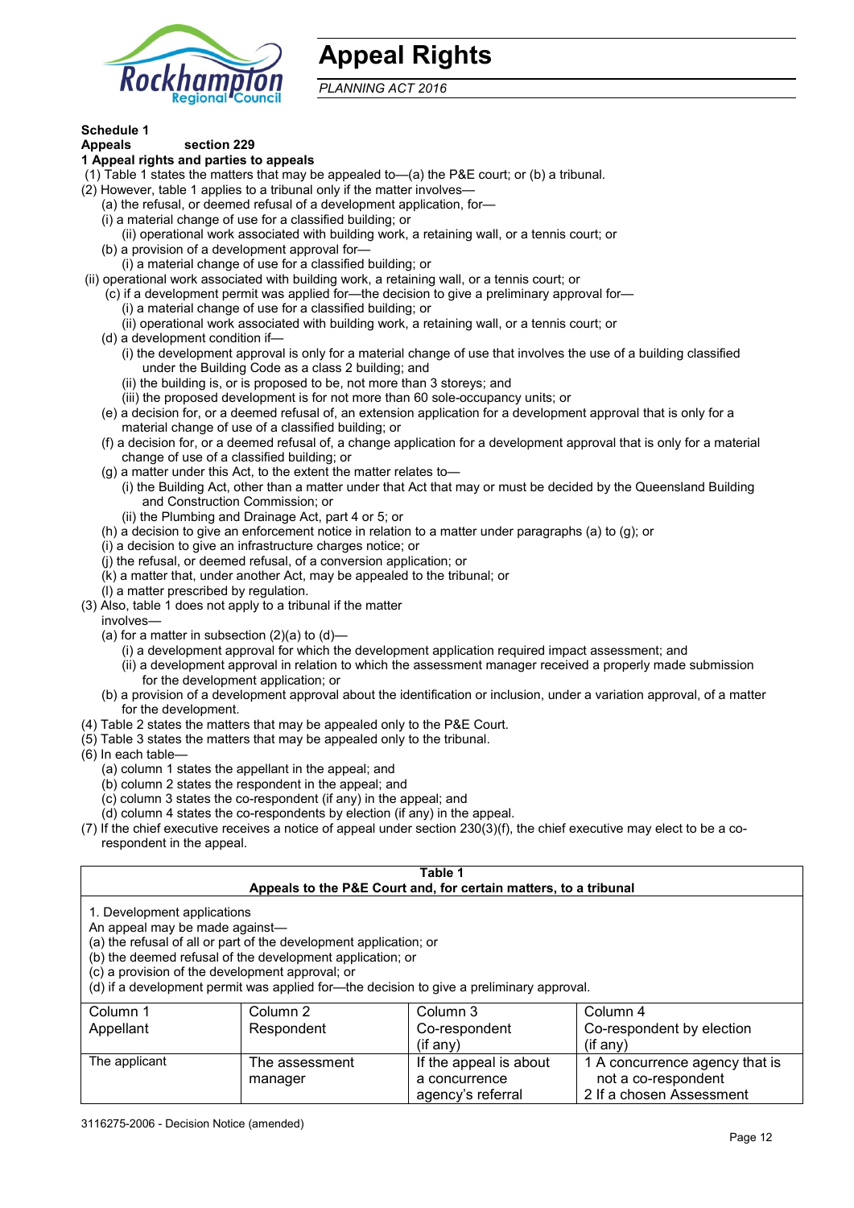# Appeal Rights

*PLANNING ACT 2016*

**Schedule 1**

**Appeals section 229**

**1 Appeal rights and parties to appeals**

(1) Table 1 states the matters that may be appealed to—(a) the P&E court; or (b) a tribunal.

(2) However, table 1 applies to a tribunal only if the matter involves—

(a) the refusal, or deemed refusal of a development application, for—

(i) a material change of use for a classified building; or

(ii) operational work associated with building work, a retaining wall, or a tennis court; or

(b) a provision of a development approval for—

(i) a material change of use for a classified building; or

(ii) operational work associated with building work, a retaining wall, or a tennis court; or

(c) if a development permit was applied for—the decision to give a preliminary approval for—

(i) a material change of use for a classified building; or

(ii) operational work associated with building work, a retaining wall, or a tennis court; or

(d) a development condition if—

(i) the development approval is only for a material change of use that involves the use of a building classified under the Building Code as a class 2 building; and

(ii) the building is, or is proposed to be, not more than 3 storeys; and

(iii) the proposed development is for not more than 60 sole-occupancy units; or

(e) a decision for, or a deemed refusal of, an extension application for a development approval that is only for a material change of use of a classified building; or

(f) a decision for, or a deemed refusal of, a change application for a development approval that is only for a material change of use of a classified building; or

(g) a matter under this Act, to the extent the matter relates to—

(i) the Building Act, other than a matter under that Act that may or must be decided by the Queensland Building and Construction Commission; or

(ii) the Plumbing and Drainage Act, part 4 or 5; or

(h) a decision to give an enforcement notice in relation to a matter under paragraphs (a) to (g); or

(i) a decision to give an infrastructure charges notice; or

(j) the refusal, or deemed refusal, of a conversion application; or

(k) a matter that, under another Act, may be appealed to the tribunal; or

(l) a matter prescribed by regulation.

(3) Also, table 1 does not apply to a tribunal if the matter involves—

(a) for a matter in subsection (2)(a) to (d)—

(i) a development approval for which the development application required impact assessment; and

(ii) a development approval in relation to which the assessment manager received a properly made submission for the development application; or

(b) a provision of a development approval about the identification or inclusion, under a variation approval, of a matter for the development.

(4) Table 2 states the matters that may be appealed only to the P&E Court.

(5) Table 3 states the matters that may be appealed only to the tribunal.

(6) In each table—

(a) column 1 states the appellant in the appeal; and

(b) column 2 states the respondent in the appeal; and

(c) column 3 states the co-respondent (if any) in the appeal; and

(d) column 4 states the co-respondents by election (if any) in the appeal.

(7) If the chief executive receives a notice of appeal under section 230(3)(f), the chief executive may elect to be a co-respondent in the appeal.

**Table 1**
**Appeals to the P&E Court and, for certain matters, to a tribunal**

1. Development applications

An appeal may be made against—

(a) the refusal of all or part of the development application; or

(b) the deemed refusal of the development application; or

(c) a provision of the development approval; or

(d) if a development permit was applied for—the decision to give a preliminary approval.

| Column 1<br>Appellant | Column 2<br>Respondent | Column 3<br>Co-respondent<br>(if any) | Column 4<br>Co-respondent by election<br>(if any) |
|---|---|---|---|
| The applicant | The assessment manager | If the appeal is about a concurrence agency's referral | 1 A concurrence agency that is not a co-respondent<br>2 If a chosen Assessment |

3116275-2006 - Decision Notice (amended)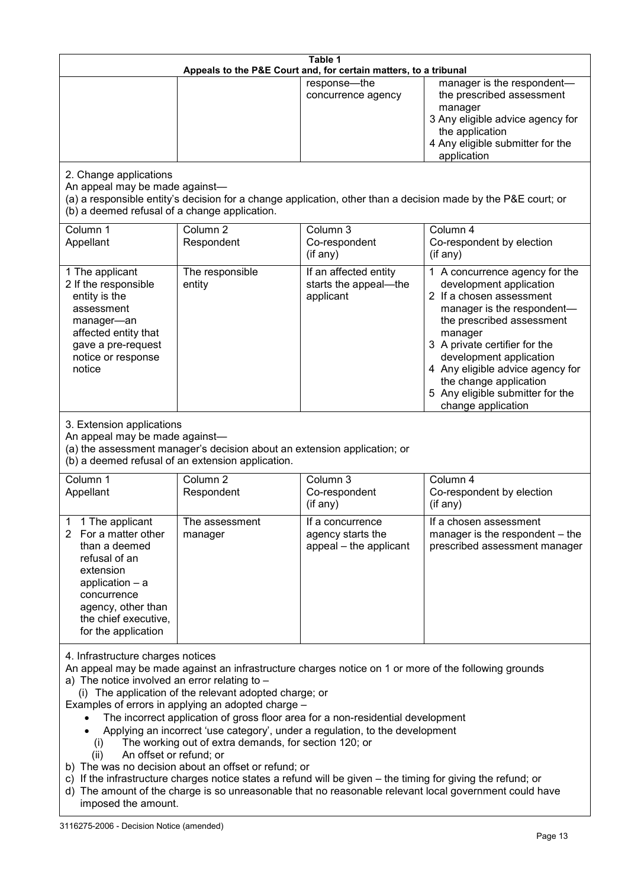**Table 1**
**Appeals to the P&E Court and, for certain matters, to a tribunal**

| | | | |
|---|---|---|---|
| | | response—the concurrence agency | manager is the respondent—the prescribed assessment manager<br>3 Any eligible advice agency for the application<br>4 Any eligible submitter for the application |

2. Change applications

An appeal may be made against—

(a) a responsible entity's decision for a change application, other than a decision made by the P&E court; or

(b) a deemed refusal of a change application.

| Column 1<br>Appellant | Column 2<br>Respondent | Column 3<br>Co-respondent<br>(if any) | Column 4<br>Co-respondent by election<br>(if any) |
|---|---|---|---|
| 1 The applicant<br>2 If the responsible entity is the assessment manager—an affected entity that gave a pre-request notice or response notice | The responsible entity | If an affected entity starts the appeal—the applicant | 1 A concurrence agency for the development application<br>2 If a chosen assessment manager is the respondent—the prescribed assessment manager<br>3 A private certifier for the development application<br>4 Any eligible advice agency for the change application<br>5 Any eligible submitter for the change application |

3. Extension applications

An appeal may be made against—

(a) the assessment manager's decision about an extension application; or

(b) a deemed refusal of an extension application.

| Column 1<br>Appellant | Column 2<br>Respondent | Column 3<br>Co-respondent<br>(if any) | Column 4<br>Co-respondent by election<br>(if any) |
|---|---|---|---|
| 1 1 The applicant<br>2 For a matter other than a deemed refusal of an extension application – a concurrence agency, other than the chief executive, for the application | The assessment manager | If a concurrence agency starts the appeal – the applicant | If a chosen assessment manager is the respondent – the prescribed assessment manager |

4. Infrastructure charges notices

An appeal may be made against an infrastructure charges notice on 1 or more of the following grounds

a) The notice involved an error relating to –

(i) The application of the relevant adopted charge; or

Examples of errors in applying an adopted charge –

- The incorrect application of gross floor area for a non-residential development
- Applying an incorrect 'use category', under a regulation, to the development

(i) The working out of extra demands, for section 120; or

(ii) An offset or refund; or

b) The was no decision about an offset or refund; or

c) If the infrastructure charges notice states a refund will be given – the timing for giving the refund; or

d) The amount of the charge is so unreasonable that no reasonable relevant local government could have imposed the amount.

3116275-2006 - Decision Notice (amended)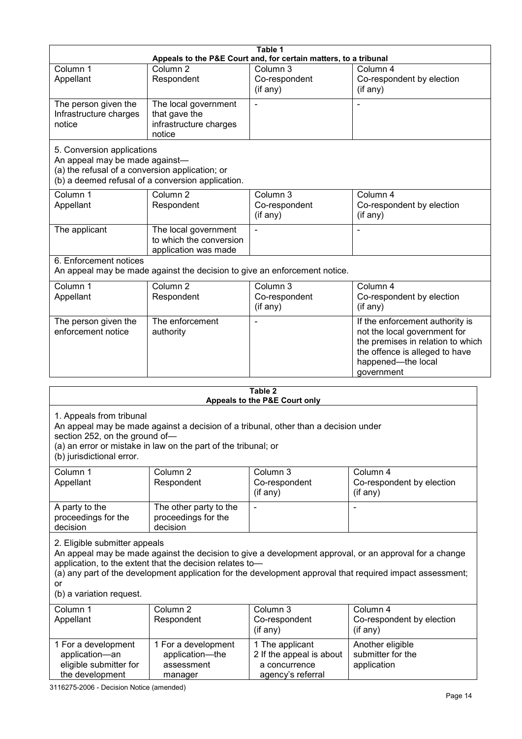**Table 1**
**Appeals to the P&E Court and, for certain matters, to a tribunal**

| Column 1<br>Appellant | Column 2<br>Respondent | Column 3<br>Co-respondent<br>(if any) | Column 4<br>Co-respondent by election<br>(if any) |
|---|---|---|---|
| The person given the Infrastructure charges notice | The local government that gave the infrastructure charges notice | - | - |

5. Conversion applications
An appeal may be made against—
(a) the refusal of a conversion application; or
(b) a deemed refusal of a conversion application.

| Column 1<br>Appellant | Column 2<br>Respondent | Column 3<br>Co-respondent<br>(if any) | Column 4<br>Co-respondent by election<br>(if any) |
|---|---|---|---|
| The applicant | The local government to which the conversion application was made | - | - |

6. Enforcement notices
An appeal may be made against the decision to give an enforcement notice.

| Column 1<br>Appellant | Column 2<br>Respondent | Column 3<br>Co-respondent<br>(if any) | Column 4<br>Co-respondent by election<br>(if any) |
|---|---|---|---|
| The person given the enforcement notice | The enforcement authority | - | If the enforcement authority is not the local government for the premises in relation to which the offence is alleged to have happened—the local government |

**Table 2**
**Appeals to the P&E Court only**

1. Appeals from tribunal
An appeal may be made against a decision of a tribunal, other than a decision under section 252, on the ground of—
(a) an error or mistake in law on the part of the tribunal; or
(b) jurisdictional error.

| Column 1<br>Appellant | Column 2<br>Respondent | Column 3<br>Co-respondent<br>(if any) | Column 4<br>Co-respondent by election<br>(if any) |
|---|---|---|---|
| A party to the proceedings for the decision | The other party to the proceedings for the decision | - | - |

2. Eligible submitter appeals
An appeal may be made against the decision to give a development approval, or an approval for a change application, to the extent that the decision relates to—
(a) any part of the development application for the development approval that required impact assessment; or
(b) a variation request.

| Column 1<br>Appellant | Column 2<br>Respondent | Column 3<br>Co-respondent<br>(if any) | Column 4<br>Co-respondent by election<br>(if any) |
|---|---|---|---|
| 1 For a development application—an eligible submitter for the development | 1 For a development application—the assessment manager | 1 The applicant<br>2 If the appeal is about a concurrence agency's referral | Another eligible submitter for the application |

3116275-2006 - Decision Notice (amended)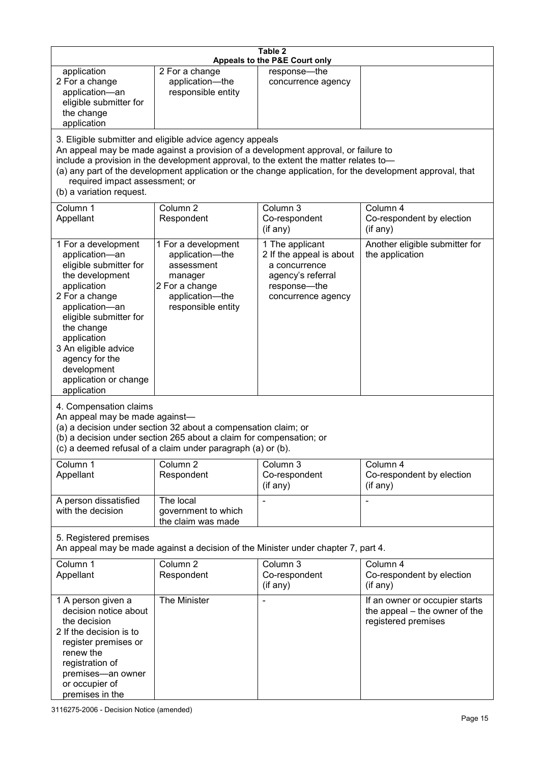**Table 2**
**Appeals to the P&E Court only**

| | | | |
|---|---|---|---|
| application<br>2 For a change application—an eligible submitter for the change application | 2 For a change application—the responsible entity | response—the concurrence agency | |

3. Eligible submitter and eligible advice agency appeals
An appeal may be made against a provision of a development approval, or failure to include a provision in the development approval, to the extent the matter relates to—
(a) any part of the development application or the change application, for the development approval, that required impact assessment; or
(b) a variation request.

| Column 1<br>Appellant | Column 2<br>Respondent | Column 3<br>Co-respondent<br>(if any) | Column 4<br>Co-respondent by election<br>(if any) |
|---|---|---|---|
| 1 For a development application—an eligible submitter for the development application<br>2 For a change application—an eligible submitter for the change application<br>3 An eligible advice agency for the development application or change application | 1 For a development application—the assessment manager<br>2 For a change application—the responsible entity | 1 The applicant<br>2 If the appeal is about a concurrence agency's referral response—the concurrence agency | Another eligible submitter for the application |

4. Compensation claims
An appeal may be made against—
(a) a decision under section 32 about a compensation claim; or
(b) a decision under section 265 about a claim for compensation; or
(c) a deemed refusal of a claim under paragraph (a) or (b).

| Column 1<br>Appellant | Column 2<br>Respondent | Column 3<br>Co-respondent<br>(if any) | Column 4<br>Co-respondent by election<br>(if any) |
|---|---|---|---|
| A person dissatisfied with the decision | The local government to which the claim was made | - | - |

5. Registered premises
An appeal may be made against a decision of the Minister under chapter 7, part 4.

| Column 1<br>Appellant | Column 2<br>Respondent | Column 3<br>Co-respondent<br>(if any) | Column 4<br>Co-respondent by election<br>(if any) |
|---|---|---|---|
| 1 A person given a decision notice about the decision<br>2 If the decision is to register premises or renew the registration of premises—an owner or occupier of premises in the | The Minister | - | If an owner or occupier starts the appeal – the owner of the registered premises |

3116275-2006 - Decision Notice (amended)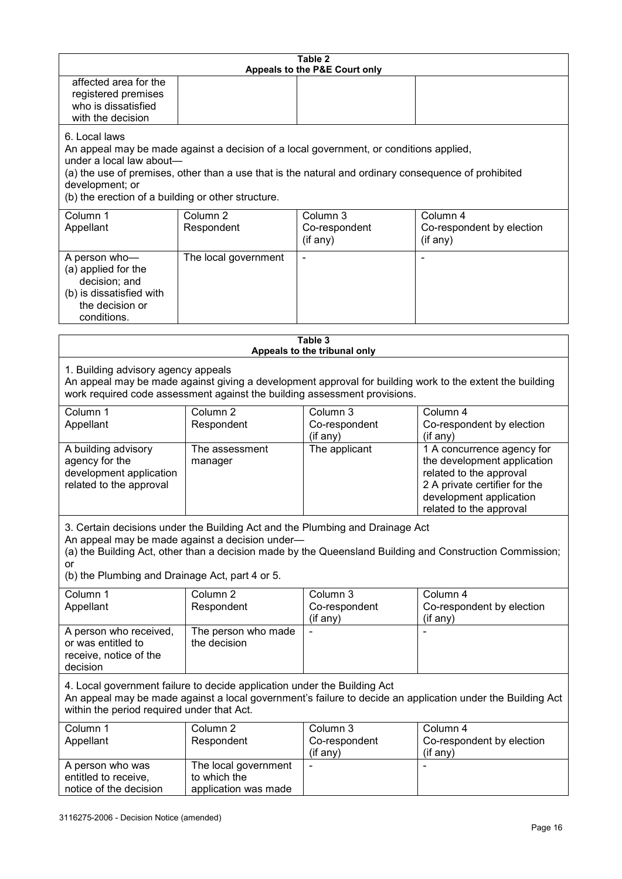| Table 2 Appeals to the P&E Court only | | | |
|---|---|---|---|
| affected area for the registered premises who is dissatisfied with the decision | | | |

6. Local laws
An appeal may be made against a decision of a local government, or conditions applied, under a local law about—
(a) the use of premises, other than a use that is the natural and ordinary consequence of prohibited development; or
(b) the erection of a building or other structure.

| Column 1 Appellant | Column 2 Respondent | Column 3 Co-respondent (if any) | Column 4 Co-respondent by election (if any) |
|---|---|---|---|
| A person who— (a) applied for the decision; and (b) is dissatisfied with the decision or conditions. | The local government | - | - |

**Table 3**
**Appeals to the tribunal only**

1. Building advisory agency appeals
An appeal may be made against giving a development approval for building work to the extent the building work required code assessment against the building assessment provisions.

| Column 1 Appellant | Column 2 Respondent | Column 3 Co-respondent (if any) | Column 4 Co-respondent by election (if any) |
|---|---|---|---|
| A building advisory agency for the development application related to the approval | The assessment manager | The applicant | 1 A concurrence agency for the development application related to the approval 2 A private certifier for the development application related to the approval |

3. Certain decisions under the Building Act and the Plumbing and Drainage Act
An appeal may be made against a decision under—
(a) the Building Act, other than a decision made by the Queensland Building and Construction Commission; or
(b) the Plumbing and Drainage Act, part 4 or 5.

| Column 1 Appellant | Column 2 Respondent | Column 3 Co-respondent (if any) | Column 4 Co-respondent by election (if any) |
|---|---|---|---|
| A person who received, or was entitled to receive, notice of the decision | The person who made the decision | - | - |

4. Local government failure to decide application under the Building Act
An appeal may be made against a local government's failure to decide an application under the Building Act within the period required under that Act.

| Column 1 Appellant | Column 2 Respondent | Column 3 Co-respondent (if any) | Column 4 Co-respondent by election (if any) |
|---|---|---|---|
| A person who was entitled to receive, notice of the decision | The local government to which the application was made | - | - |

3116275-2006 - Decision Notice (amended)